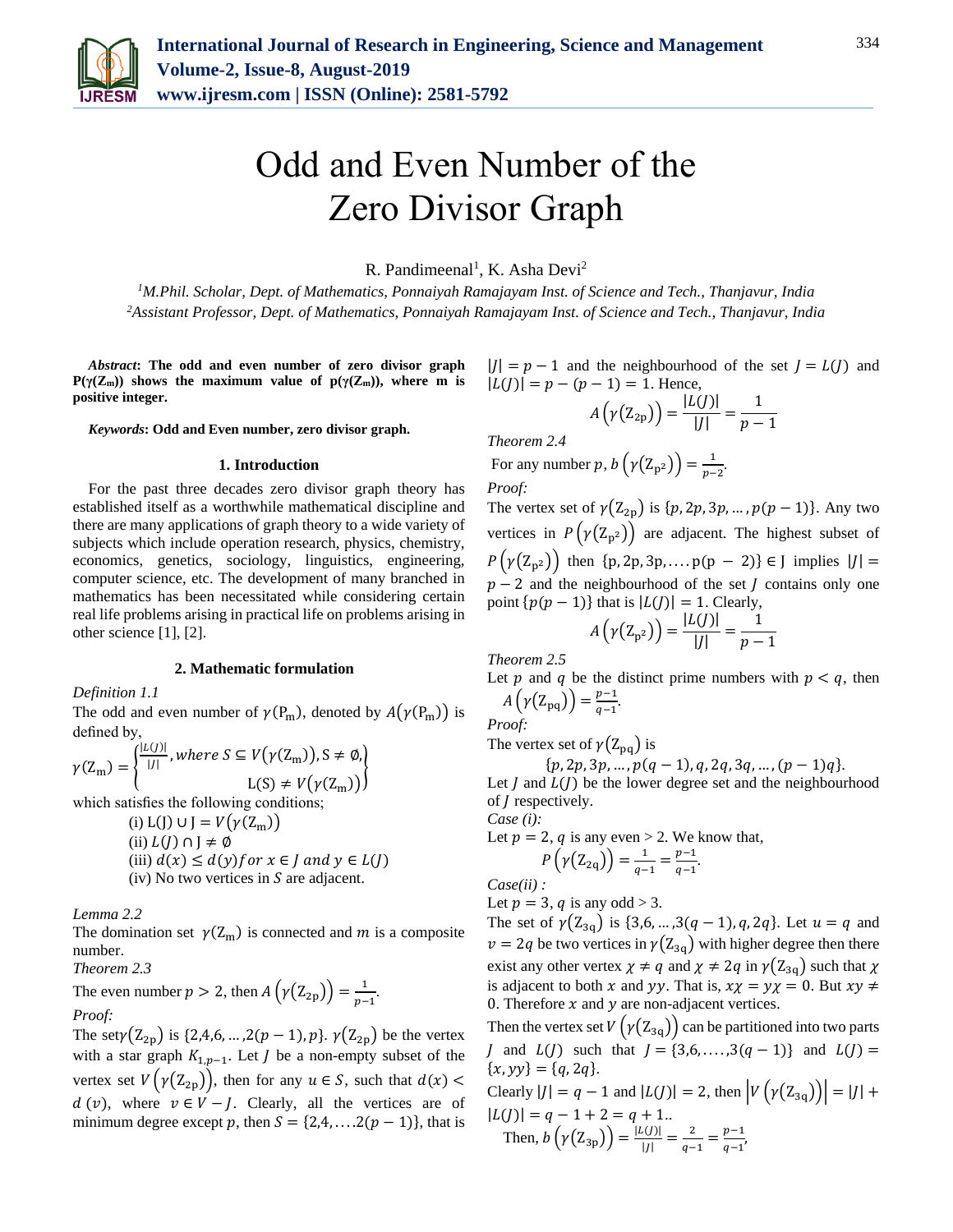# Odd and Even Number of the Zero Divisor Graph

R. Pandimeenal[1], K. Asha Devi[2]

[1]*M.Phil. Scholar, Dept. of Mathematics, Ponnaiyah Ramajayam Inst. of Science and Tech., Thanjavur, India*
[2]*Assistant Professor, Dept. of Mathematics, Ponnaiyah Ramajayam Inst. of Science and Tech., Thanjavur, India*

***Abstract*: The odd and even number of zero divisor graph $P(\gamma(Z_m))$ shows the maximum value of $p(\gamma(Z_m))$, where m is positive integer.**

***Keywords*: Odd and Even number, zero divisor graph.**

## 1. Introduction

For the past three decades zero divisor graph theory has established itself as a worthwhile mathematical discipline and there are many applications of graph theory to a wide variety of subjects which include operation research, physics, chemistry, economics, genetics, sociology, linguistics, engineering, computer science, etc. The development of many branched in mathematics has been necessitated while considering certain real life problems arising in practical life on problems arising in other science [1], [2].

## 2. Mathematic formulation

*Definition 1.1*

The odd and even number of $\gamma(\mathrm{P_m})$, denoted by $A(\gamma(\mathrm{P_m}))$ is defined by,

$$\gamma(\mathrm{Z_m}) = \begin{Bmatrix} \frac{|L(J)|}{|J|}, where\ S \subseteq V(\gamma(\mathrm{Z_m})), S \neq \emptyset, \\ \mathrm{L(S)} \neq V(\gamma(\mathrm{Z_m})) \end{Bmatrix}$$

which satisfies the following conditions;

(i) $\mathrm{L(J)} \cup \mathrm{J} = V(\gamma(\mathrm{Z_m}))$
(ii) $L(J) \cap \mathrm{J} \neq \emptyset$
(iii) $d(x) \leq d(y) for\ x \in J\ and\ y \in L(J)$
(iv) No two vertices in $S$ are adjacent.

*Lemma 2.2*

The domination set $\gamma(\mathrm{Z_m})$ is connected and $m$ is a composite number.

*Theorem 2.3*

The even number $p > 2$, then $A\left(\gamma(\mathrm{Z_{2p}})\right) = \frac{1}{p-1}$.

*Proof:*

The set $\gamma(\mathrm{Z_{2p}})$ is $\{2,4,6,\ldots,2(p-1),p\}$. $\gamma(\mathrm{Z_{2p}})$ be the vertex with a star graph $K_{1,p-1}$. Let $J$ be a non-empty subset of the vertex set $V\left(\gamma(\mathrm{Z_{2p}})\right)$, then for any $u \in S$, such that $d(x) < d\ (v)$, where $v \in V - J$. Clearly, all the vertices are of minimum degree except $p$, then $S = \{2,4,\ldots.2(p-1)\}$, that is $|J| = p - 1$ and the neighbourhood of the set $J = L(J)$ and $|L(J)| = p - (p-1) = 1$. Hence,

$$A\left(\gamma(\mathrm{Z_{2p}})\right) = \frac{|L(J)|}{|J|} = \frac{1}{p-1}$$

*Theorem 2.4*

For any number $p$, $b\left(\gamma(\mathrm{Z_{p^2}})\right) = \frac{1}{p-2}$.

*Proof:*

The vertex set of $\gamma(\mathrm{Z_{2p}})$ is $\{p, 2p, 3p, \ldots, p(p-1)\}$. Any two vertices in $P\left(\gamma(\mathrm{Z_{p^2}})\right)$ are adjacent. The highest subset of $P\left(\gamma(\mathrm{Z_{p^2}})\right)$ then $\{\mathrm{p, 2p, 3p, \ldots. p(p-2)}\} \in \mathrm{J}$ implies $|J| = p - 2$ and the neighbourhood of the set $J$ contains only one point $\{p(p-1)\}$ that is $|L(J)| = 1$. Clearly,

$$A\left(\gamma(\mathrm{Z_{p^2}})\right) = \frac{|L(J)|}{|J|} = \frac{1}{p-1}$$

*Theorem 2.5*

Let $p$ and $q$ be the distinct prime numbers with $p < q$, then $A\left(\gamma(\mathrm{Z_{pq}})\right) = \frac{p-1}{q-1}$.

*Proof:*

The vertex set of $\gamma(\mathrm{Z_{pq}})$ is

$$\{p, 2p, 3p, \ldots, p(q-1), q, 2q, 3q, \ldots, (p-1)q\}.$$

Let $J$ and $L(J)$ be the lower degree set and the neighbourhood of $J$ respectively.

*Case (i):*

Let $p = 2$, $q$ is any even $> 2$. We know that,

$$P\left(\gamma(\mathrm{Z_{2q}})\right) = \frac{1}{q-1} = \frac{p-1}{q-1}.$$

*Case(ii) :*

Let $p = 3$, $q$ is any odd $> 3$.

The set of $\gamma(\mathrm{Z_{3q}})$ is $\{3,6,\ldots,3(q-1), q, 2q\}$. Let $u = q$ and $v = 2q$ be two vertices in $\gamma(\mathrm{Z_{3q}})$ with higher degree then there exist any other vertex $\chi \neq q$ and $\chi \neq 2q$ in $\gamma(\mathrm{Z_{3q}})$ such that $\chi$ is adjacent to both $x$ and $yy$. That is, $x\chi = y\chi = 0$. But $xy \neq 0$. Therefore $x$ and $y$ are non-adjacent vertices.

Then the vertex set $V\left(\gamma(\mathrm{Z_{3q}})\right)$ can be partitioned into two parts $J$ and $L(J)$ such that $J = \{3,6,\ldots.,3(q-1)\}$ and $L(J) = \{x, yy\} = \{q, 2q\}$.

Clearly $|J| = q - 1$ and $|L(J)| = 2$, then $\left|V\left(\gamma(\mathrm{Z_{3q}})\right)\right| = |J| + |L(J)| = q - 1 + 2 = q + 1$..

Then, $b\left(\gamma(\mathrm{Z_{3p}})\right) = \frac{|L(J)|}{|J|} = \frac{2}{q-1} = \frac{p-1}{q-1}$,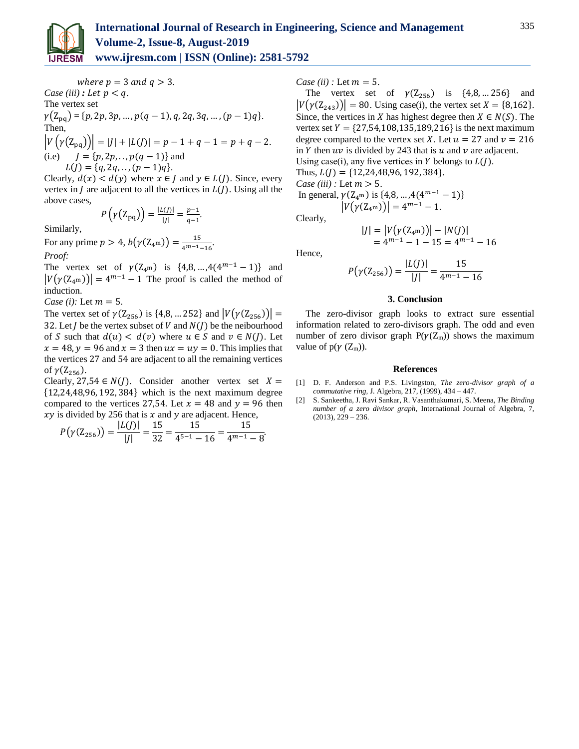*where $p = 3$ and $q > 3$.*

*Case (iii)* **:** *Let $p < q$.*

The vertex set

$\gamma(Z_{pq}) = \{p, 2p, 3p, \dots, p(q-1), q, 2q, 3q, \dots, (p-1)q\}$.

Then,

$$\left|V\left(\gamma(Z_{pq})\right)\right| = |J| + |L(J)| = p - 1 + q - 1 = p + q - 2.$$

(i.e) $\quad J = \{p, 2p, \dots, p(q-1)\}$ and

$L(J) = \{q, 2q, \dots, (p-1)q\}$.

Clearly, $d(x) < d(y)$ where $x \in J$ and $y \in L(J)$. Since, every vertex in $J$ are adjacent to all the vertices in $L(J)$. Using all the above cases,

$$P\left(\gamma(Z_{pq})\right) = \frac{|L(J)|}{|J|} = \frac{p-1}{q-1}.$$

Similarly,

For any prime $p > 4$, $b\left(\gamma(Z_{4^m})\right) = \frac{15}{4^{m-1}-16}$.

*Proof:*

The vertex set of $\gamma(Z_{4^m})$ is $\{4, 8, \dots, 4(4^{m-1}-1)\}$ and $\left|V\left(\gamma(Z_{4^m})\right)\right| = 4^{m-1} - 1$ The proof is called the method of induction.

*Case (i):* Let $m = 5$.

The vertex set of $\gamma(Z_{256})$ is $\{4, 8, \dots 252\}$ and $\left|V\left(\gamma(Z_{256})\right)\right| = 32$. Let $J$ be the vertex subset of $V$ and $N(J)$ be the neibourhood of $S$ such that $d(u) < d(v)$ where $u \in S$ and $v \in N(J)$. Let $x = 48, y = 96$ and $x = 3$ then $ux = uy = 0$. This implies that the vertices 27 and 54 are adjacent to all the remaining vertices of $\gamma(Z_{256})$.

Clearly, $27, 54 \in N(J)$. Consider another vertex set $X = \{12, 24, 48, 96, 192, 384\}$ which is the next maximum degree compared to the vertices $27, 54$. Let $x = 48$ and $y = 96$ then $xy$ is divided by 256 that is $x$ and $y$ are adjacent. Hence,

$$P\left(\gamma(Z_{256})\right) = \frac{|L(J)|}{|J|} = \frac{15}{32} = \frac{15}{4^{5-1} - 16} = \frac{15}{4^{m-1} - 8}.$$

*Case (ii) :* Let $m = 5$.

The vertex set of $\gamma(Z_{256})$ is $\{4, 8, \dots 256\}$ and $\left|V\left(\gamma(Z_{243})\right)\right| = 80$. Using case(i), the vertex set $X = \{8, 162\}$. Since, the vertices in $X$ has highest degree then $X \in N(S)$. The vertex set $Y = \{27, 54, 108, 135, 189, 216\}$ is the next maximum degree compared to the vertex set $X$. Let $u = 27$ and $v = 216$ in $Y$ then $uv$ is divided by 243 that is $u$ and $v$ are adjacent. Using case(i), any five vertices in $Y$ belongs to $L(J)$.

Thus, $L(J) = \{12, 24, 48, 96, 192, 384\}$.

*Case (iii) :* Let $m > 5$.

In general, $\gamma(Z_{4^m})$ is $\{4, 8, \dots, 4(4^{m-1}-1)\}$

$$\left|V\left(\gamma(Z_{4^m})\right)\right| = 4^{m-1} - 1.$$

Clearly,

$$\begin{aligned} |J| &= \left|V\left(\gamma(Z_{4^m})\right)\right| - |N(J)| \\ &= 4^{m-1} - 1 - 15 = 4^{m-1} - 16 \end{aligned}$$

Hence,

$$P\left(\gamma(Z_{256})\right) = \frac{|L(J)|}{|J|} = \frac{15}{4^{m-1} - 16}$$

## 3. Conclusion

The zero-divisor graph looks to extract sure essential information related to zero-divisors graph. The odd and even number of zero divisor graph $P(\gamma(Z_m))$ shows the maximum value of $p(\gamma(Z_m))$.

## References

[1] D. F. Anderson and P.S. Livingston, *The zero-divisor graph of a commutative ring*, J. Algebra, 217, (1999), 434 – 447.

[2] S. Sankeetha, J. Ravi Sankar, R. Vasanthakumari, S. Meena, *The Binding number of a zero divisor graph*, International Journal of Algebra, 7, (2013), 229 – 236.